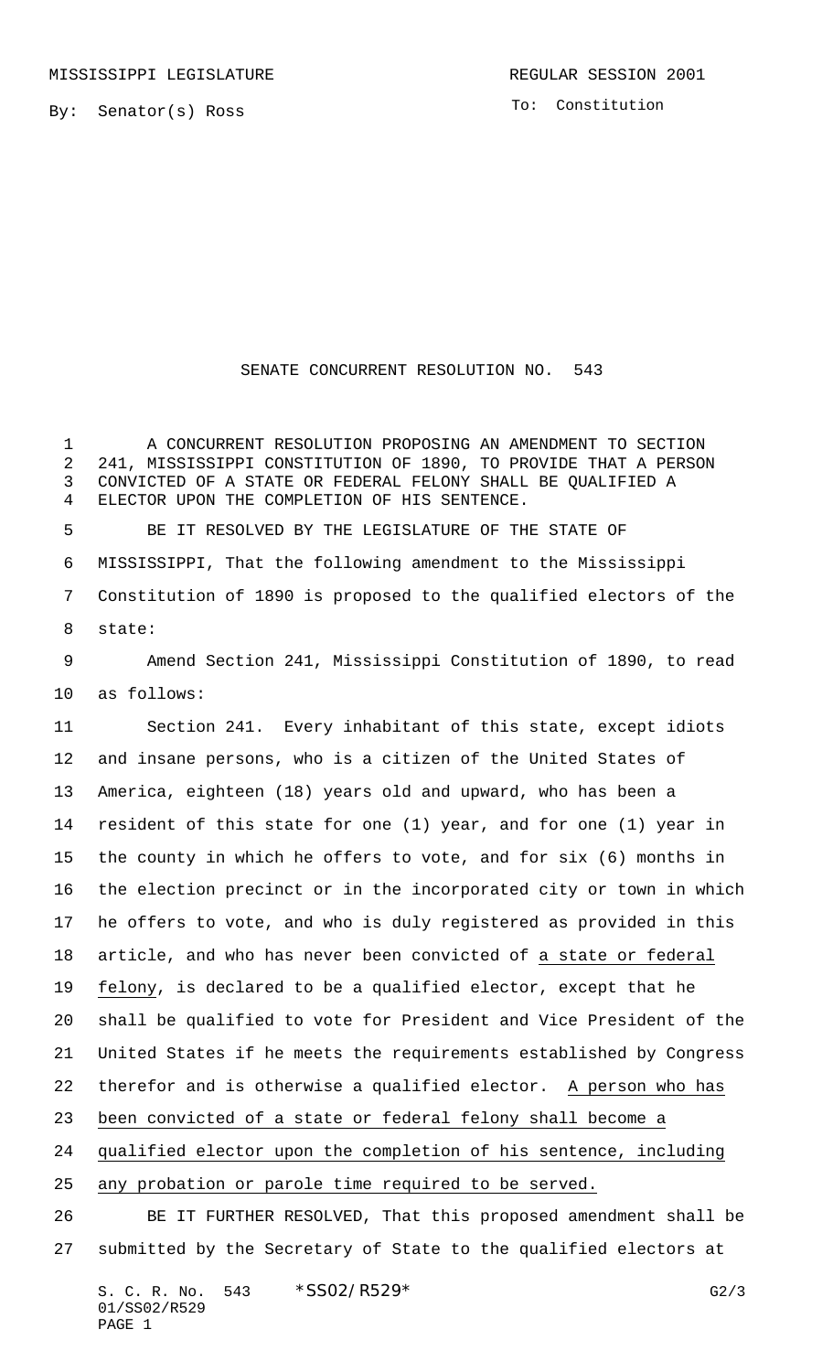MISSISSIPPI LEGISLATURE REGULAR SESSION 2001

By: Senator(s) Ross

To: Constitution

# SENATE CONCURRENT RESOLUTION NO. 543

A CONCURRENT RESOLUTION PROPOSING AN AMENDMENT TO SECTION 241, MISSISSIPPI CONSTITUTION OF 1890, TO PROVIDE THAT A PERSON CONVICTED OF A STATE OR FEDERAL FELONY SHALL BE QUALIFIED A ELECTOR UPON THE COMPLETION OF HIS SENTENCE.

BE IT RESOLVED BY THE LEGISLATURE OF THE STATE OF MISSISSIPPI, That the following amendment to the Mississippi Constitution of 1890 is proposed to the qualified electors of the state:

Amend Section 241, Mississippi Constitution of 1890, to read as follows:

Section 241. Every inhabitant of this state, except idiots and insane persons, who is a citizen of the United States of America, eighteen (18) years old and upward, who has been a resident of this state for one (1) year, and for one (1) year in the county in which he offers to vote, and for six (6) months in the election precinct or in the incorporated city or town in which he offers to vote, and who is duly registered as provided in this article, and who has never been convicted of <u>a state or federal felony</u>, is declared to be a qualified elector, except that he shall be qualified to vote for President and Vice President of the United States if he meets the requirements established by Congress therefor and is otherwise a qualified elector. <u>A person who has been convicted of a state or federal felony shall become a qualified elector upon the completion of his sentence, including any probation or parole time required to be served.</u>

BE IT FURTHER RESOLVED, That this proposed amendment shall be submitted by the Secretary of State to the qualified electors at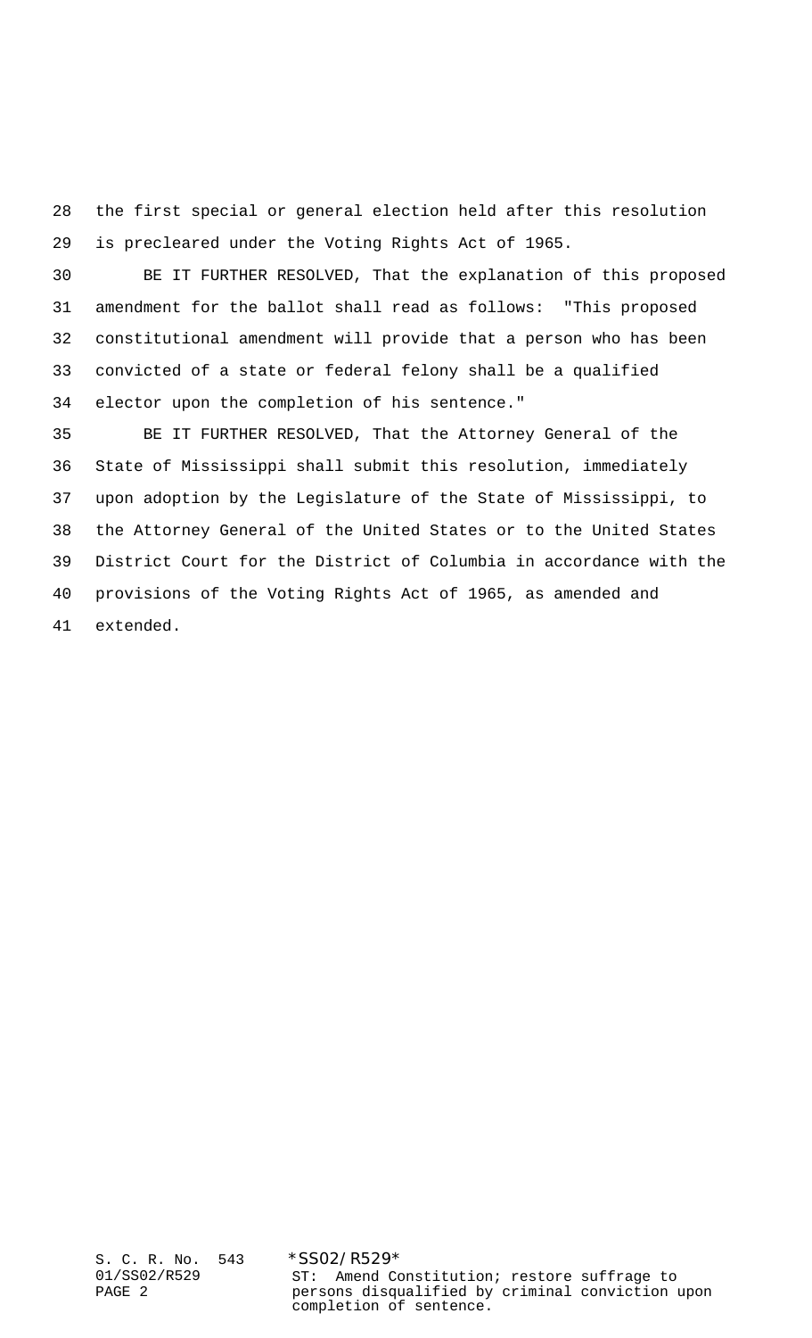the first special or general election held after this resolution is precleared under the Voting Rights Act of 1965.

BE IT FURTHER RESOLVED, That the explanation of this proposed amendment for the ballot shall read as follows: "This proposed constitutional amendment will provide that a person who has been convicted of a state or federal felony shall be a qualified elector upon the completion of his sentence."

BE IT FURTHER RESOLVED, That the Attorney General of the State of Mississippi shall submit this resolution, immediately upon adoption by the Legislature of the State of Mississippi, to the Attorney General of the United States or to the United States District Court for the District of Columbia in accordance with the provisions of the Voting Rights Act of 1965, as amended and extended.

ST: Amend Constitution; restore suffrage to persons disqualified by criminal conviction upon completion of sentence.